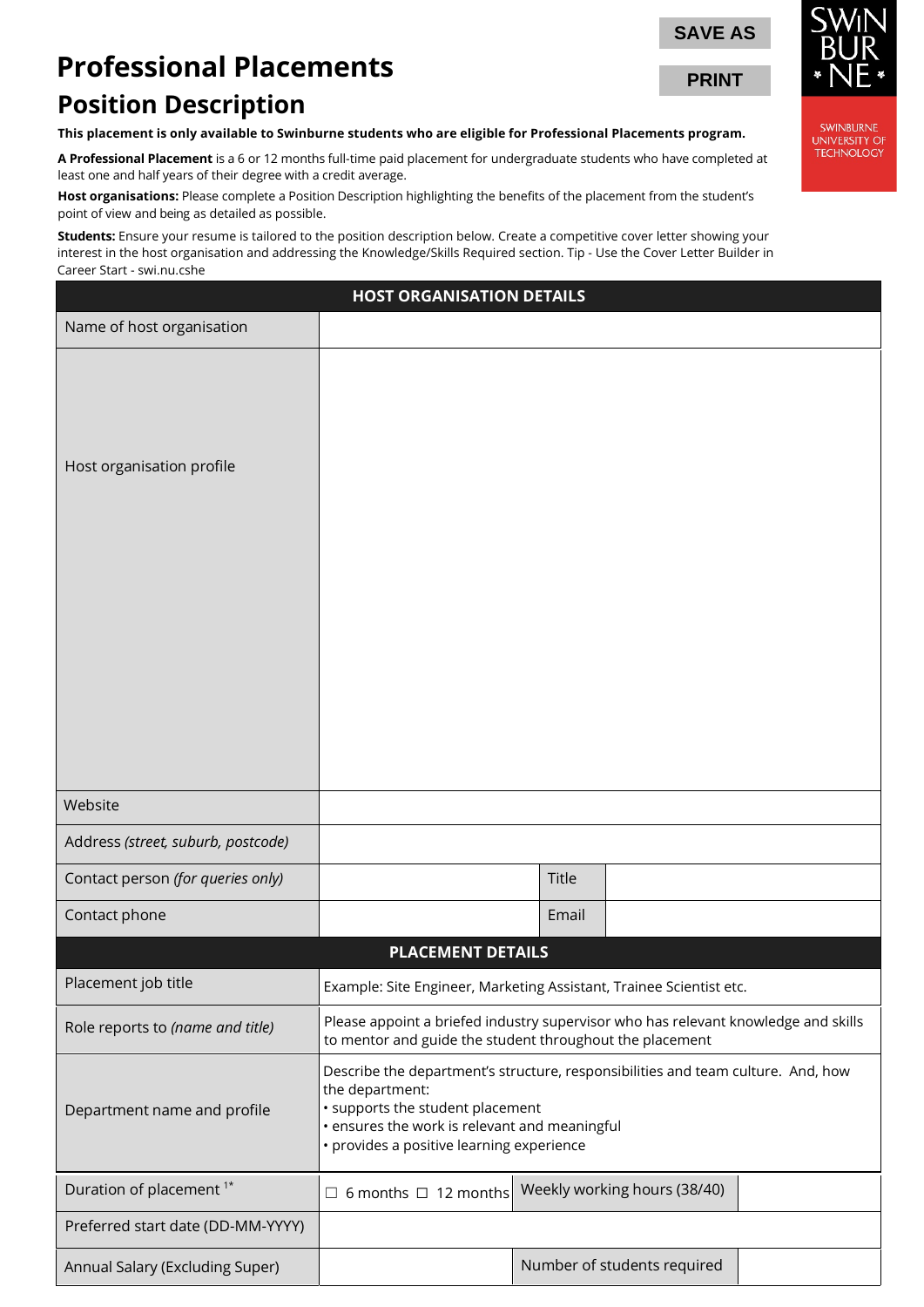# Professional Placements

## Position Description

SAVE AS

PRINT

SWINBURNE UNIVERSITY OF TECHNOLOGY

**This placement is only available to Swinburne students who are eligible for Professional Placements program.**

**A Professional Placement** is a 6 or 12 months full-time paid placement for undergraduate students who have completed at least one and half years of their degree with a credit average.

**Host organisations:** Please complete a Position Description highlighting the benefits of the placement from the student's point of view and being as detailed as possible.

**Students:** Ensure your resume is tailored to the position description below. Create a competitive cover letter showing your interest in the host organisation and addressing the Knowledge/Skills Required section. Tip - Use the Cover Letter Builder in Career Start - swi.nu.cshe

| **HOST ORGANISATION DETAILS** | | | |
|---|---|---|---|
| Name of host organisation | | | |
| Host organisation profile | | | |
| Website | | | |
| Address *(street, suburb, postcode)* | | | |
| Contact person *(for queries only)* | | Title | |
| Contact phone | | Email | |

| **PLACEMENT DETAILS** | | | |
|---|---|---|---|
| Placement job title | Example: Site Engineer, Marketing Assistant, Trainee Scientist etc. | | |
| Role reports to *(name and title)* | Please appoint a briefed industry supervisor who has relevant knowledge and skills to mentor and guide the student throughout the placement | | |
| Department name and profile | Describe the department's structure, responsibilities and team culture. And, how the department:<br>• supports the student placement<br>• ensures the work is relevant and meaningful<br>• provides a positive learning experience | | |
| Duration of placement [1*] | ☐ 6 months ☐ 12 months | Weekly working hours (38/40) | |
| Preferred start date (DD-MM-YYYY) | | | |
| Annual Salary (Excluding Super) | | Number of students required | |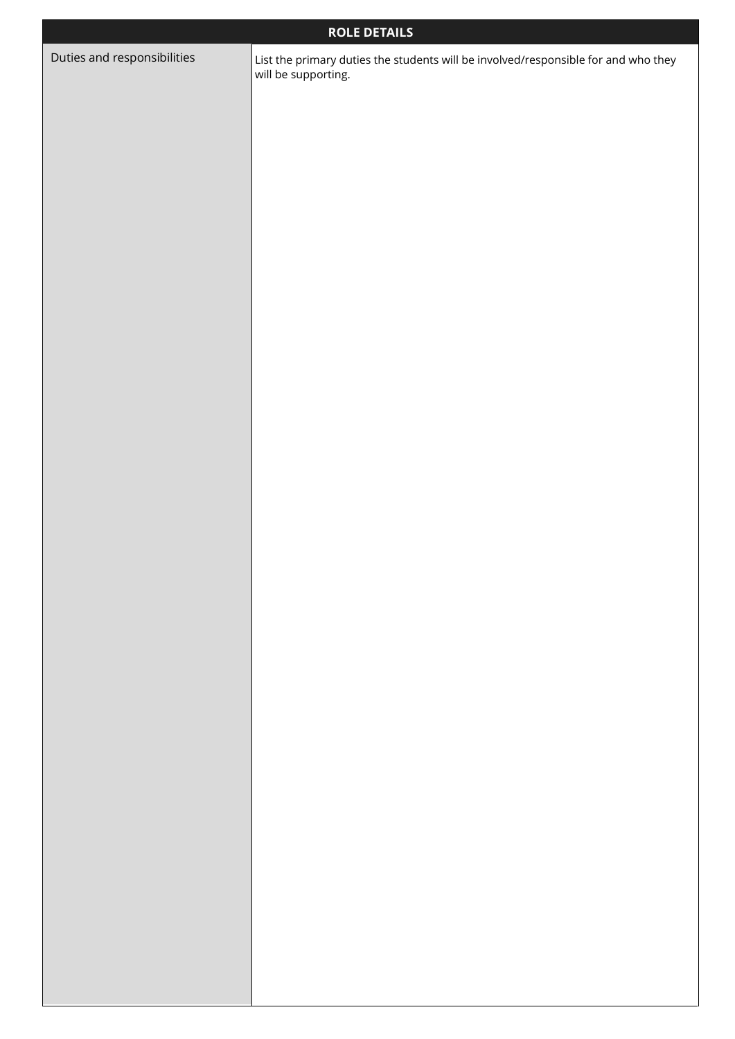| ROLE DETAILS | |
|---|---|
| Duties and responsibilities | List the primary duties the students will be involved/responsible for and who they will be supporting. |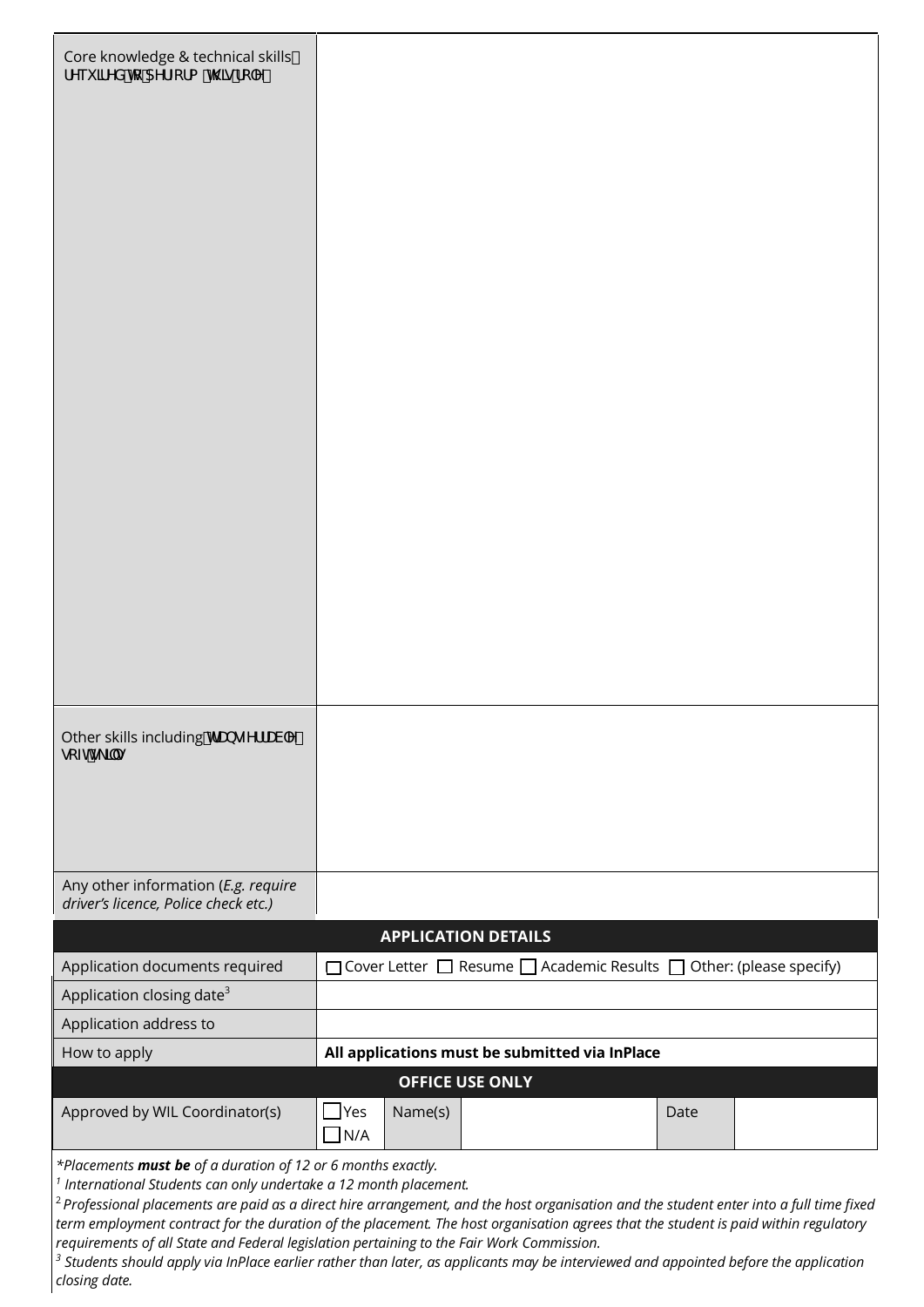| | |
|---|---|
| Core knowledge & technical skills required to perform this role | |
| Other skills including transferable / soft skills | |
| Any other information (*E.g. require driver's licence, Police check etc.)* | |

| APPLICATION DETAILS | |
|---|---|
| Application documents required | ☐ Cover Letter ☐ Resume ☐ Academic Results ☐ Other: (please specify) |
| Application closing date[3] | |
| Application address to | |
| How to apply | **All applications must be submitted via InPlace** |

| OFFICE USE ONLY | | | | | |
|---|---|---|---|---|---|
| Approved by WIL Coordinator(s) | ☐ Yes ☐ N/A | Name(s) | | Date | |

*\*Placements **must be** of a duration of 12 or 6 months exactly.*

*[1] International Students can only undertake a 12 month placement.*

*[2] Professional placements are paid as a direct hire arrangement, and the host organisation and the student enter into a full time fixed term employment contract for the duration of the placement. The host organisation agrees that the student is paid within regulatory requirements of all State and Federal legislation pertaining to the Fair Work Commission.*

*[3] Students should apply via InPlace earlier rather than later, as applicants may be interviewed and appointed before the application closing date.*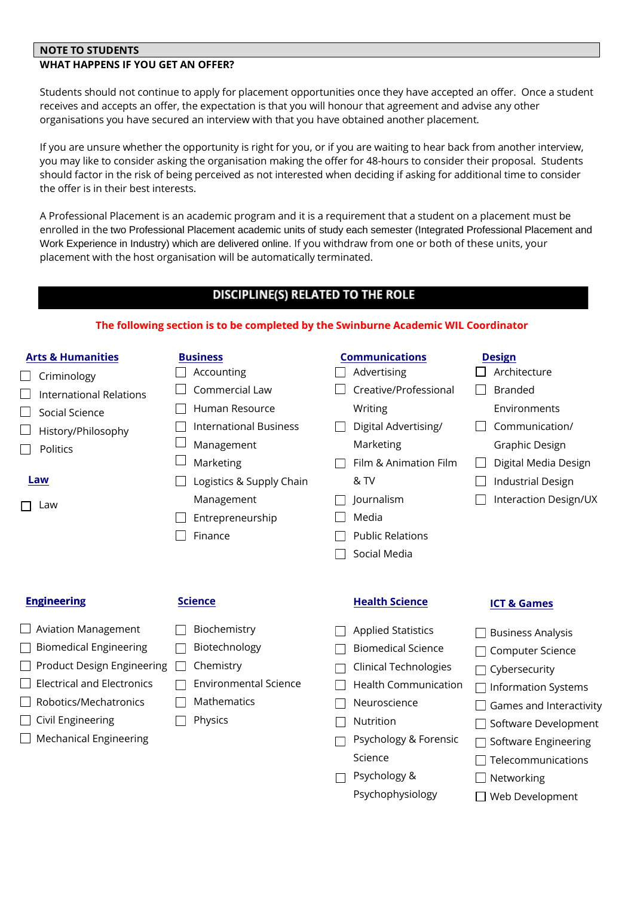**NOTE TO STUDENTS**

**WHAT HAPPENS IF YOU GET AN OFFER?**

Students should not continue to apply for placement opportunities once they have accepted an offer. Once a student receives and accepts an offer, the expectation is that you will honour that agreement and advise any other organisations you have secured an interview with that you have obtained another placement.

If you are unsure whether the opportunity is right for you, or if you are waiting to hear back from another interview, you may like to consider asking the organisation making the offer for 48-hours to consider their proposal. Students should factor in the risk of being perceived as not interested when deciding if asking for additional time to consider the offer is in their best interests.

A Professional Placement is an academic program and it is a requirement that a student on a placement must be enrolled in the two Professional Placement academic units of study each semester (Integrated Professional Placement and Work Experience in Industry) which are delivered online. If you withdraw from one or both of these units, your placement with the host organisation will be automatically terminated.

## DISCIPLINE(S) RELATED TO THE ROLE

**The following section is to be completed by the Swinburne Academic WIL Coordinator**

**Arts & Humanities**

- ☐ Criminology
- ☐ International Relations
- ☐ Social Science
- ☐ History/Philosophy
- ☐ Politics

**Law**

- ☐ Law

**Business**

- ☐ Accounting
- ☐ Commercial Law
- ☐ Human Resource
- ☐ International Business
- ☐ Management
- ☐ Marketing
- ☐ Logistics & Supply Chain Management
- ☐ Entrepreneurship
- ☐ Finance

**Communications**

- ☐ Advertising
- ☐ Creative/Professional Writing
- ☐ Digital Advertising/ Marketing
- ☐ Film & Animation Film & TV
- ☐ Journalism
- ☐ Media
- ☐ Public Relations
- ☐ Social Media

**Design**

- ☐ Architecture
- ☐ Branded Environments
- ☐ Communication/ Graphic Design
- ☐ Digital Media Design
- ☐ Industrial Design
- ☐ Interaction Design/UX

**Engineering**

- ☐ Aviation Management
- ☐ Biomedical Engineering
- ☐ Product Design Engineering
- ☐ Electrical and Electronics
- ☐ Robotics/Mechatronics
- ☐ Civil Engineering
- ☐ Mechanical Engineering

**Science**

- ☐ Biochemistry
- ☐ Biotechnology
- ☐ Chemistry
- ☐ Environmental Science
- ☐ Mathematics
- ☐ Physics

**Health Science**

- ☐ Applied Statistics
- ☐ Biomedical Science
- ☐ Clinical Technologies
- ☐ Health Communication
- ☐ Neuroscience
- ☐ Nutrition
- ☐ Psychology & Forensic Science
- ☐ Psychology & Psychophysiology

**ICT & Games**

- ☐ Business Analysis
- ☐ Computer Science
- ☐ Cybersecurity
- ☐ Information Systems
- ☐ Games and Interactivity
- ☐ Software Development
- ☐ Software Engineering
- ☐ Telecommunications
- ☐ Networking
- ☐ Web Development